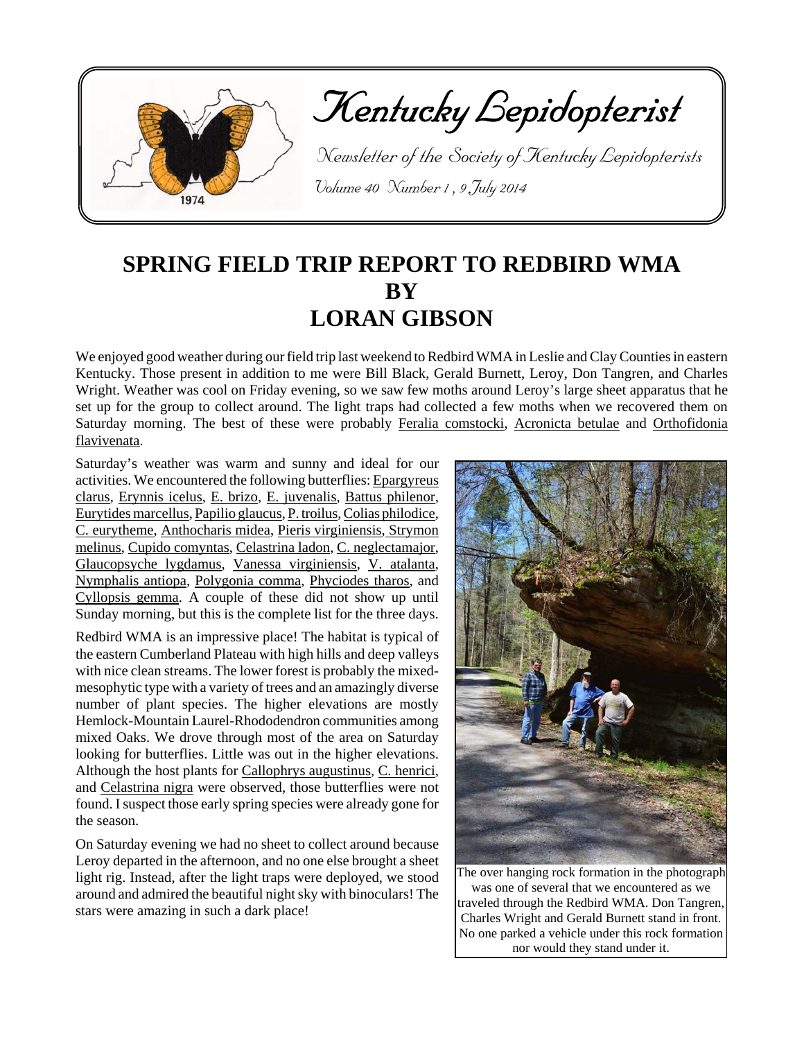# Kentucky Lepidopterist

Newsletter of the Society of Kentucky Lepidopterists

Volume 40 Number 1, 9 July 2014

## SPRING FIELD TRIP REPORT TO REDBIRD WMA BY LORAN GIBSON

We enjoyed good weather during our field trip last weekend to Redbird WMA in Leslie and Clay Counties in eastern Kentucky. Those present in addition to me were Bill Black, Gerald Burnett, Leroy, Don Tangren, and Charles Wright. Weather was cool on Friday evening, so we saw few moths around Leroy's large sheet apparatus that he set up for the group to collect around. The light traps had collected a few moths when we recovered them on Saturday morning. The best of these were probably Feralia comstocki, Acronicta betulae and Orthofidonia flavivenata.

Saturday's weather was warm and sunny and ideal for our activities. We encountered the following butterflies: Epargyreus clarus, Erynnis icelus, E. brizo, E. juvenalis, Battus philenor, Eurytides marcellus, Papilio glaucus, P. troilus, Colias philodice, C. eurytheme, Anthocharis midea, Pieris virginiensis, Strymon melinus, Cupido comyntas, Celastrina ladon, C. neglectamajor, Glaucopsyche lygdamus, Vanessa virginiensis, V. atalanta, Nymphalis antiopa, Polygonia comma, Phyciodes tharos, and Cyllopsis gemma. A couple of these did not show up until Sunday morning, but this is the complete list for the three days.

Redbird WMA is an impressive place! The habitat is typical of the eastern Cumberland Plateau with high hills and deep valleys with nice clean streams. The lower forest is probably the mixed-mesophytic type with a variety of trees and an amazingly diverse number of plant species. The higher elevations are mostly Hemlock-Mountain Laurel-Rhododendron communities among mixed Oaks. We drove through most of the area on Saturday looking for butterflies. Little was out in the higher elevations. Although the host plants for Callophrys augustinus, C. henrici, and Celastrina nigra were observed, those butterflies were not found. I suspect those early spring species were already gone for the season.

On Saturday evening we had no sheet to collect around because Leroy departed in the afternoon, and no one else brought a sheet light rig. Instead, after the light traps were deployed, we stood around and admired the beautiful night sky with binoculars! The stars were amazing in such a dark place!

The over hanging rock formation in the photograph was one of several that we encountered as we traveled through the Redbird WMA. Don Tangren, Charles Wright and Gerald Burnett stand in front. No one parked a vehicle under this rock formation nor would they stand under it.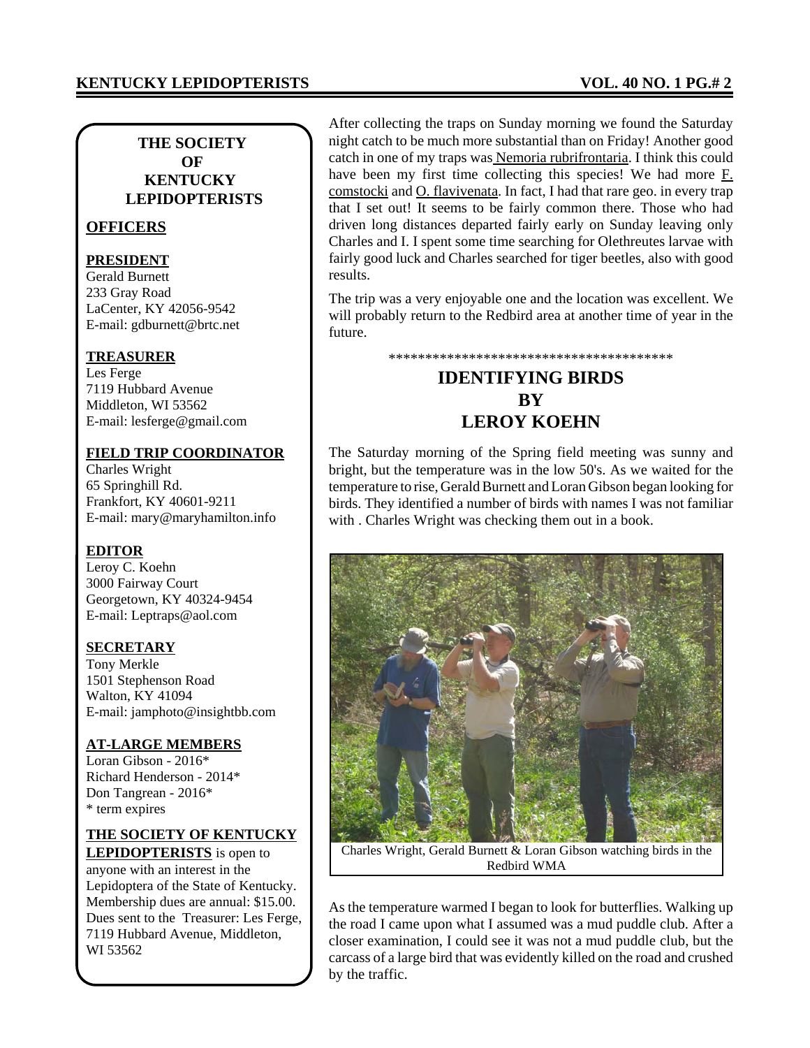## THE SOCIETY OF KENTUCKY LEPIDOPTERISTS

### OFFICERS

**PRESIDENT**
Gerald Burnett
233 Gray Road
LaCenter, KY 42056-9542
E-mail: gdburnett@brtc.net

**TREASURER**
Les Ferge
7119 Hubbard Avenue
Middleton, WI 53562
E-mail: lesferge@gmail.com

**FIELD TRIP COORDINATOR**
Charles Wright
65 Springhill Rd.
Frankfort, KY 40601-9211
E-mail: mary@maryhamilton.info

**EDITOR**
Leroy C. Koehn
3000 Fairway Court
Georgetown, KY 40324-9454
E-mail: Leptraps@aol.com

**SECRETARY**
Tony Merkle
1501 Stephenson Road
Walton, KY 41094
E-mail: jamphoto@insightbb.com

**AT-LARGE MEMBERS**
Loran Gibson - 2016*
Richard Henderson - 2014*
Don Tangrean - 2016*
* term expires

**THE SOCIETY OF KENTUCKY LEPIDOPTERISTS** is open to anyone with an interest in the Lepidoptera of the State of Kentucky. Membership dues are annual: $15.00. Dues sent to the Treasurer: Les Ferge, 7119 Hubbard Avenue, Middleton, WI 53562

After collecting the traps on Sunday morning we found the Saturday night catch to be much more substantial than on Friday! Another good catch in one of my traps was Nemoria rubrifrontaria. I think this could have been my first time collecting this species! We had more F. comstocki and O. flavivenata. In fact, I had that rare geo. in every trap that I set out! It seems to be fairly common there. Those who had driven long distances departed fairly early on Sunday leaving only Charles and I. I spent some time searching for Olethreutes larvae with fairly good luck and Charles searched for tiger beetles, also with good results.

The trip was a very enjoyable one and the location was excellent. We will probably return to the Redbird area at another time of year in the future.

****************************************

## IDENTIFYING BIRDS BY LEROY KOEHN

The Saturday morning of the Spring field meeting was sunny and bright, but the temperature was in the low 50's. As we waited for the temperature to rise, Gerald Burnett and Loran Gibson began looking for birds. They identified a number of birds with names I was not familiar with . Charles Wright was checking them out in a book.

Charles Wright, Gerald Burnett & Loran Gibson watching birds in the Redbird WMA

As the temperature warmed I began to look for butterflies. Walking up the road I came upon what I assumed was a mud puddle club. After a closer examination, I could see it was not a mud puddle club, but the carcass of a large bird that was evidently killed on the road and crushed by the traffic.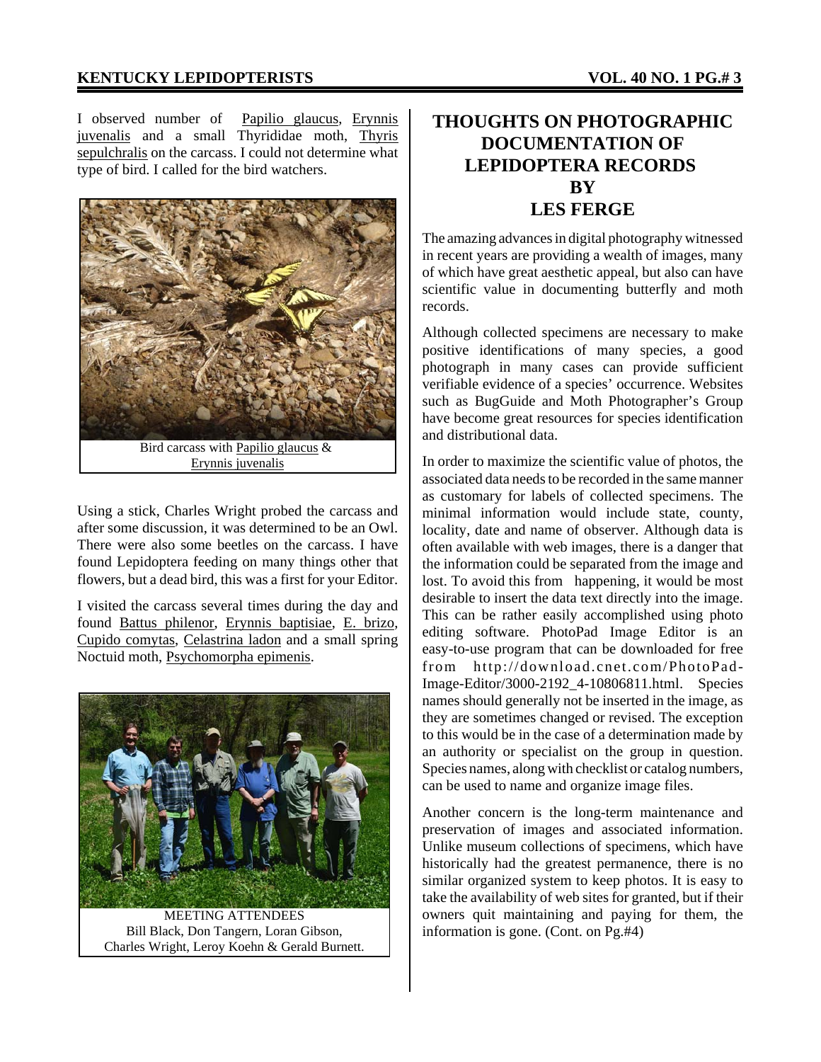I observed number of Papilio glaucus, Erynnis juvenalis and a small Thyrididae moth, Thyris sepulchralis on the carcass. I could not determine what type of bird. I called for the bird watchers.

Bird carcass with Papilio glaucus & Erynnis juvenalis

Using a stick, Charles Wright probed the carcass and after some discussion, it was determined to be an Owl. There were also some beetles on the carcass. I have found Lepidoptera feeding on many things other that flowers, but a dead bird, this was a first for your Editor.

I visited the carcass several times during the day and found Battus philenor, Erynnis baptisiae, E. brizo, Cupido comytas, Celastrina ladon and a small spring Noctuid moth, Psychomorpha epimenis.

MEETING ATTENDEES
Bill Black, Don Tangern, Loran Gibson, Charles Wright, Leroy Koehn & Gerald Burnett.

## THOUGHTS ON PHOTOGRAPHIC DOCUMENTATION OF LEPIDOPTERA RECORDS BY LES FERGE

The amazing advances in digital photography witnessed in recent years are providing a wealth of images, many of which have great aesthetic appeal, but also can have scientific value in documenting butterfly and moth records.

Although collected specimens are necessary to make positive identifications of many species, a good photograph in many cases can provide sufficient verifiable evidence of a species' occurrence. Websites such as BugGuide and Moth Photographer's Group have become great resources for species identification and distributional data.

In order to maximize the scientific value of photos, the associated data needs to be recorded in the same manner as customary for labels of collected specimens. The minimal information would include state, county, locality, date and name of observer. Although data is often available with web images, there is a danger that the information could be separated from the image and lost. To avoid this from happening, it would be most desirable to insert the data text directly into the image. This can be rather easily accomplished using photo editing software. PhotoPad Image Editor is an easy-to-use program that can be downloaded for free from http://download.cnet.com/PhotoPad-Image-Editor/3000-2192_4-10806811.html. Species names should generally not be inserted in the image, as they are sometimes changed or revised. The exception to this would be in the case of a determination made by an authority or specialist on the group in question. Species names, along with checklist or catalog numbers, can be used to name and organize image files.

Another concern is the long-term maintenance and preservation of images and associated information. Unlike museum collections of specimens, which have historically had the greatest permanence, there is no similar organized system to keep photos. It is easy to take the availability of web sites for granted, but if their owners quit maintaining and paying for them, the information is gone. (Cont. on Pg.#4)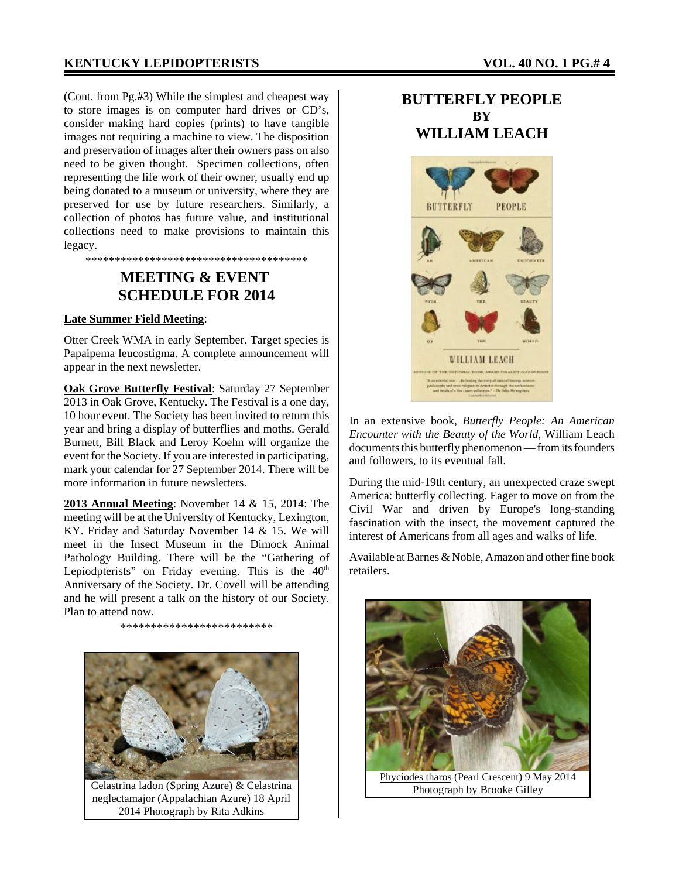(Cont. from Pg.#3) While the simplest and cheapest way to store images is on computer hard drives or CD's, consider making hard copies (prints) to have tangible images not requiring a machine to view. The disposition and preservation of images after their owners pass on also need to be given thought. Specimen collections, often representing the life work of their owner, usually end up being donated to a museum or university, where they are preserved for use by future researchers. Similarly, a collection of photos has future value, and institutional collections need to make provisions to maintain this legacy.

\*\*\*\*\*\*\*\*\*\*\*\*\*\*\*\*\*\*\*\*\*\*\*\*\*\*\*\*\*\*\*\*\*\*\*\*\*\*\*\*

## MEETING & EVENT SCHEDULE FOR 2014

**Late Summer Field Meeting**:

Otter Creek WMA in early September. Target species is Papaipema leucostigma. A complete announcement will appear in the next newsletter.

**Oak Grove Butterfly Festival**: Saturday 27 September 2013 in Oak Grove, Kentucky. The Festival is a one day, 10 hour event. The Society has been invited to return this year and bring a display of butterflies and moths. Gerald Burnett, Bill Black and Leroy Koehn will organize the event for the Society. If you are interested in participating, mark your calendar for 27 September 2014. There will be more information in future newsletters.

**2013 Annual Meeting**: November 14 & 15, 2014: The meeting will be at the University of Kentucky, Lexington, KY. Friday and Saturday November 14 & 15. We will meet in the Insect Museum in the Dimock Animal Pathology Building. There will be the "Gathering of Lepiodpterists" on Friday evening. This is the 40th Anniversary of the Society. Dr. Covell will be attending and he will present a talk on the history of our Society. Plan to attend now.

\*\*\*\*\*\*\*\*\*\*\*\*\*\*\*\*\*\*\*\*\*\*\*\*\*

Celastrina ladon (Spring Azure) & Celastrina neglectamajor (Appalachian Azure) 18 April 2014 Photograph by Rita Adkins

## BUTTERFLY PEOPLE BY WILLIAM LEACH

In an extensive book, *Butterfly People: An American Encounter with the Beauty of the World*, William Leach documents this butterfly phenomenon — from its founders and followers, to its eventual fall.

During the mid-19th century, an unexpected craze swept America: butterfly collecting. Eager to move on from the Civil War and driven by Europe's long-standing fascination with the insect, the movement captured the interest of Americans from all ages and walks of life.

Available at Barnes & Noble, Amazon and other fine book retailers.

Phyciodes tharos (Pearl Crescent) 9 May 2014 Photograph by Brooke Gilley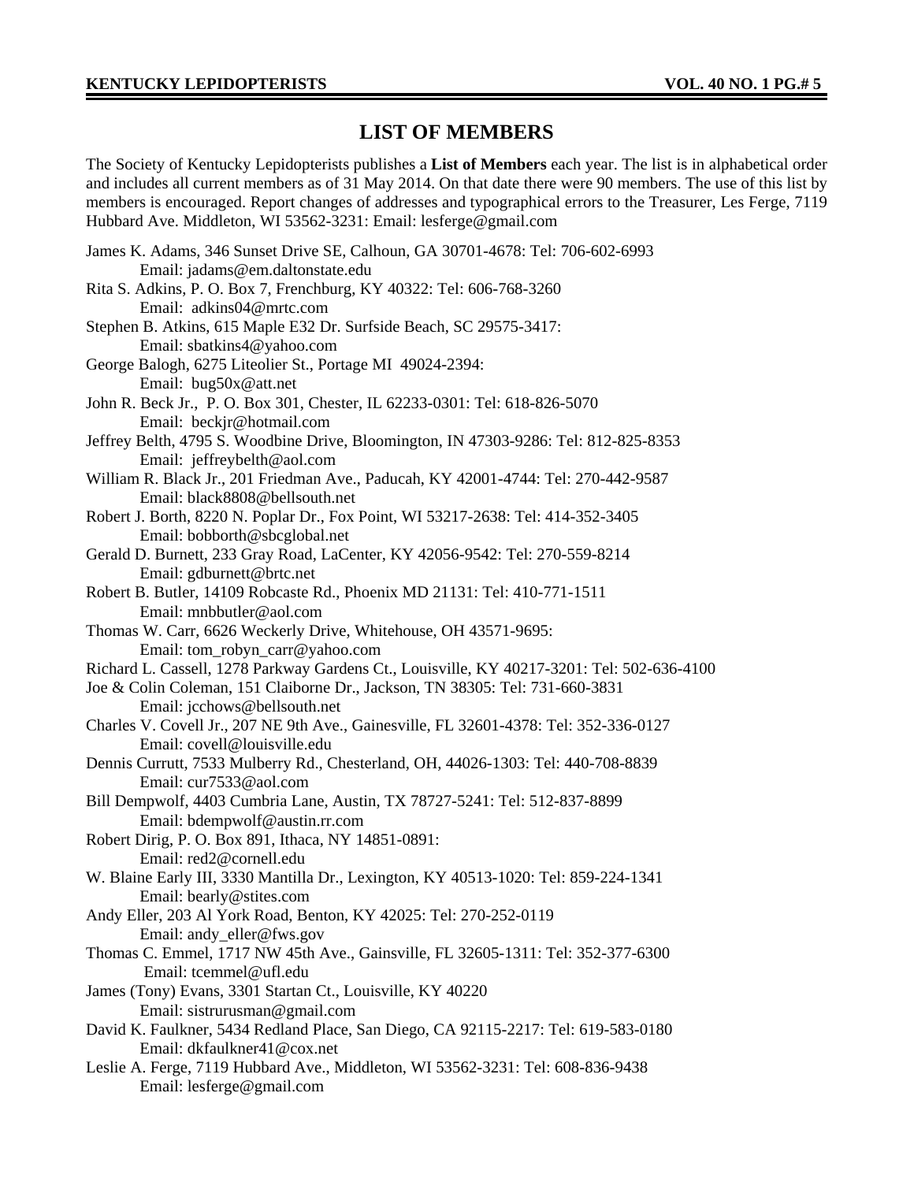# LIST OF MEMBERS

The Society of Kentucky Lepidopterists publishes a **List of Members** each year. The list is in alphabetical order and includes all current members as of 31 May 2014. On that date there were 90 members. The use of this list by members is encouraged. Report changes of addresses and typographical errors to the Treasurer, Les Ferge, 7119 Hubbard Ave. Middleton, WI 53562-3231: Email: lesferge@gmail.com

James K. Adams, 346 Sunset Drive SE, Calhoun, GA 30701-4678: Tel: 706-602-6993
Email: jadams@em.daltonstate.edu

Rita S. Adkins, P. O. Box 7, Frenchburg, KY 40322: Tel: 606-768-3260
Email: adkins04@mrtc.com

Stephen B. Atkins, 615 Maple E32 Dr. Surfside Beach, SC 29575-3417:
Email: sbatkins4@yahoo.com

George Balogh, 6275 Liteolier St., Portage MI 49024-2394:
Email: bug50x@att.net

John R. Beck Jr., P. O. Box 301, Chester, IL 62233-0301: Tel: 618-826-5070
Email: beckjr@hotmail.com

Jeffrey Belth, 4795 S. Woodbine Drive, Bloomington, IN 47303-9286: Tel: 812-825-8353
Email: jeffreybelth@aol.com

William R. Black Jr., 201 Friedman Ave., Paducah, KY 42001-4744: Tel: 270-442-9587
Email: black8808@bellsouth.net

Robert J. Borth, 8220 N. Poplar Dr., Fox Point, WI 53217-2638: Tel: 414-352-3405
Email: bobborth@sbcglobal.net

Gerald D. Burnett, 233 Gray Road, LaCenter, KY 42056-9542: Tel: 270-559-8214
Email: gdburnett@brtc.net

Robert B. Butler, 14109 Robcaste Rd., Phoenix MD 21131: Tel: 410-771-1511
Email: mnbbutler@aol.com

Thomas W. Carr, 6626 Weckerly Drive, Whitehouse, OH 43571-9695:
Email: tom_robyn_carr@yahoo.com

Richard L. Cassell, 1278 Parkway Gardens Ct., Louisville, KY 40217-3201: Tel: 502-636-4100

Joe & Colin Coleman, 151 Claiborne Dr., Jackson, TN 38305: Tel: 731-660-3831
Email: jcchows@bellsouth.net

Charles V. Covell Jr., 207 NE 9th Ave., Gainesville, FL 32601-4378: Tel: 352-336-0127
Email: covell@louisville.edu

Dennis Currutt, 7533 Mulberry Rd., Chesterland, OH, 44026-1303: Tel: 440-708-8839
Email: cur7533@aol.com

Bill Dempwolf, 4403 Cumbria Lane, Austin, TX 78727-5241: Tel: 512-837-8899
Email: bdempwolf@austin.rr.com

Robert Dirig, P. O. Box 891, Ithaca, NY 14851-0891:
Email: red2@cornell.edu

W. Blaine Early III, 3330 Mantilla Dr., Lexington, KY 40513-1020: Tel: 859-224-1341
Email: bearly@stites.com

Andy Eller, 203 Al York Road, Benton, KY 42025: Tel: 270-252-0119
Email: andy_eller@fws.gov

Thomas C. Emmel, 1717 NW 45th Ave., Gainsville, FL 32605-1311: Tel: 352-377-6300
Email: tcemmel@ufl.edu

James (Tony) Evans, 3301 Startan Ct., Louisville, KY 40220
Email: sistrurusman@gmail.com

David K. Faulkner, 5434 Redland Place, San Diego, CA 92115-2217: Tel: 619-583-0180
Email: dkfaulkner41@cox.net

Leslie A. Ferge, 7119 Hubbard Ave., Middleton, WI 53562-3231: Tel: 608-836-9438
Email: lesferge@gmail.com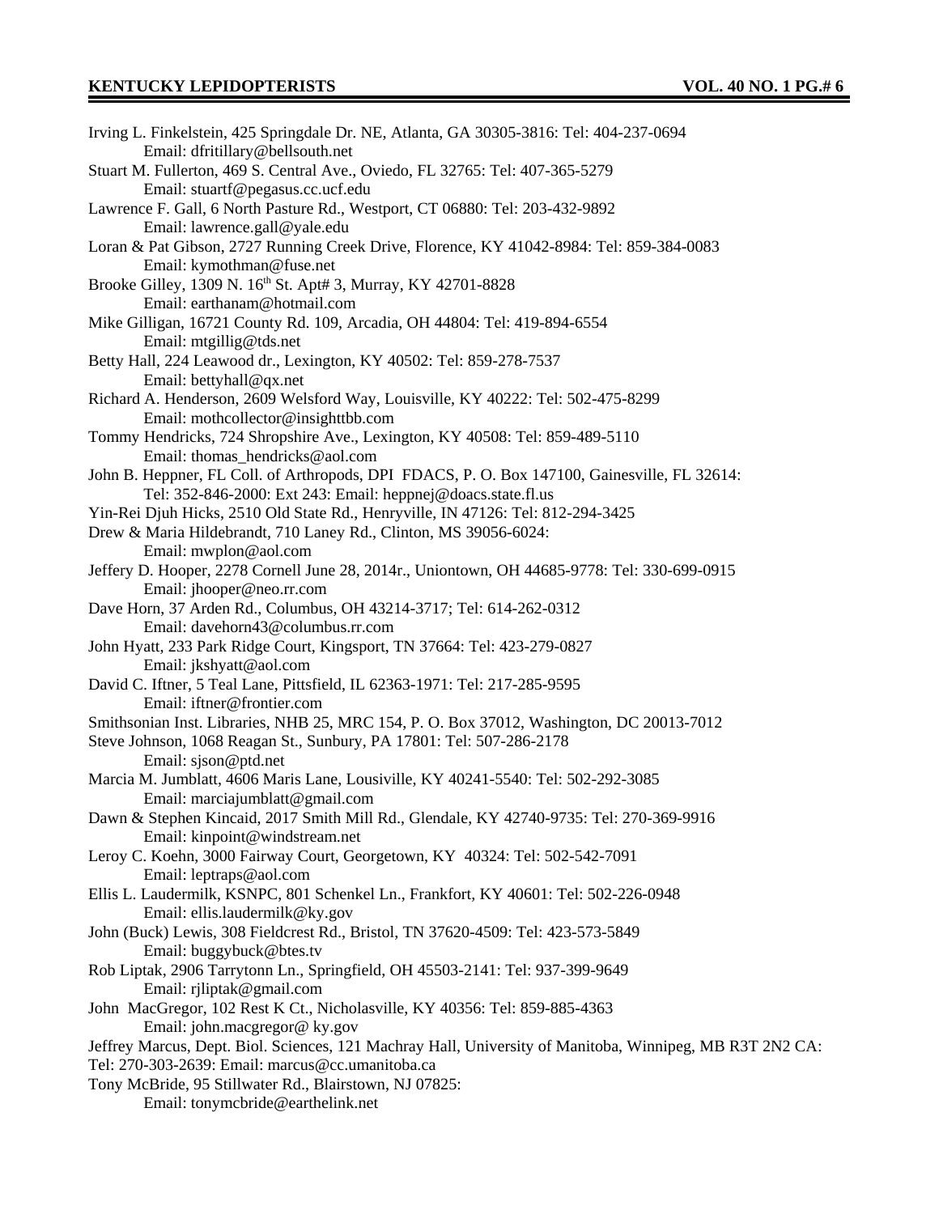Irving L. Finkelstein, 425 Springdale Dr. NE, Atlanta, GA 30305-3816: Tel: 404-237-0694
    Email: dfritillary@bellsouth.net

Stuart M. Fullerton, 469 S. Central Ave., Oviedo, FL 32765: Tel: 407-365-5279
    Email: stuartf@pegasus.cc.ucf.edu

Lawrence F. Gall, 6 North Pasture Rd., Westport, CT 06880: Tel: 203-432-9892
    Email: lawrence.gall@yale.edu

Loran & Pat Gibson, 2727 Running Creek Drive, Florence, KY 41042-8984: Tel: 859-384-0083
    Email: kymothman@fuse.net

Brooke Gilley, 1309 N. 16th St. Apt# 3, Murray, KY 42701-8828
    Email: earthanam@hotmail.com

Mike Gilligan, 16721 County Rd. 109, Arcadia, OH 44804: Tel: 419-894-6554
    Email: mtgillig@tds.net

Betty Hall, 224 Leawood dr., Lexington, KY 40502: Tel: 859-278-7537
    Email: bettyhall@qx.net

Richard A. Henderson, 2609 Welsford Way, Louisville, KY 40222: Tel: 502-475-8299
    Email: mothcollector@insighttbb.com

Tommy Hendricks, 724 Shropshire Ave., Lexington, KY 40508: Tel: 859-489-5110
    Email: thomas_hendricks@aol.com

John B. Heppner, FL Coll. of Arthropods, DPI FDACS, P. O. Box 147100, Gainesville, FL 32614:
    Tel: 352-846-2000: Ext 243: Email: heppnej@doacs.state.fl.us

Yin-Rei Djuh Hicks, 2510 Old State Rd., Henryville, IN 47126: Tel: 812-294-3425

Drew & Maria Hildebrandt, 710 Laney Rd., Clinton, MS 39056-6024:
    Email: mwplon@aol.com

Jeffery D. Hooper, 2278 Cornell June 28, 2014r., Uniontown, OH 44685-9778: Tel: 330-699-0915
    Email: jhooper@neo.rr.com

Dave Horn, 37 Arden Rd., Columbus, OH 43214-3717; Tel: 614-262-0312
    Email: davehorn43@columbus.rr.com

John Hyatt, 233 Park Ridge Court, Kingsport, TN 37664: Tel: 423-279-0827
    Email: jkshyatt@aol.com

David C. Iftner, 5 Teal Lane, Pittsfield, IL 62363-1971: Tel: 217-285-9595
    Email: iftner@frontier.com

Smithsonian Inst. Libraries, NHB 25, MRC 154, P. O. Box 37012, Washington, DC 20013-7012

Steve Johnson, 1068 Reagan St., Sunbury, PA 17801: Tel: 507-286-2178
    Email: sjson@ptd.net

Marcia M. Jumblatt, 4606 Maris Lane, Lousiville, KY 40241-5540: Tel: 502-292-3085
    Email: marciajumblatt@gmail.com

Dawn & Stephen Kincaid, 2017 Smith Mill Rd., Glendale, KY 42740-9735: Tel: 270-369-9916
    Email: kinpoint@windstream.net

Leroy C. Koehn, 3000 Fairway Court, Georgetown, KY 40324: Tel: 502-542-7091
    Email: leptraps@aol.com

Ellis L. Laudermilk, KSNPC, 801 Schenkel Ln., Frankfort, KY 40601: Tel: 502-226-0948
    Email: ellis.laudermilk@ky.gov

John (Buck) Lewis, 308 Fieldcrest Rd., Bristol, TN 37620-4509: Tel: 423-573-5849
    Email: buggybuck@btes.tv

Rob Liptak, 2906 Tarrytonn Ln., Springfield, OH 45503-2141: Tel: 937-399-9649
    Email: rjliptak@gmail.com

John MacGregor, 102 Rest K Ct., Nicholasville, KY 40356: Tel: 859-885-4363
    Email: john.macgregor@ ky.gov

Jeffrey Marcus, Dept. Biol. Sciences, 121 Machray Hall, University of Manitoba, Winnipeg, MB R3T 2N2 CA:
Tel: 270-303-2639: Email: marcus@cc.umanitoba.ca

Tony McBride, 95 Stillwater Rd., Blairstown, NJ 07825:
    Email: tonymcbride@earthelink.net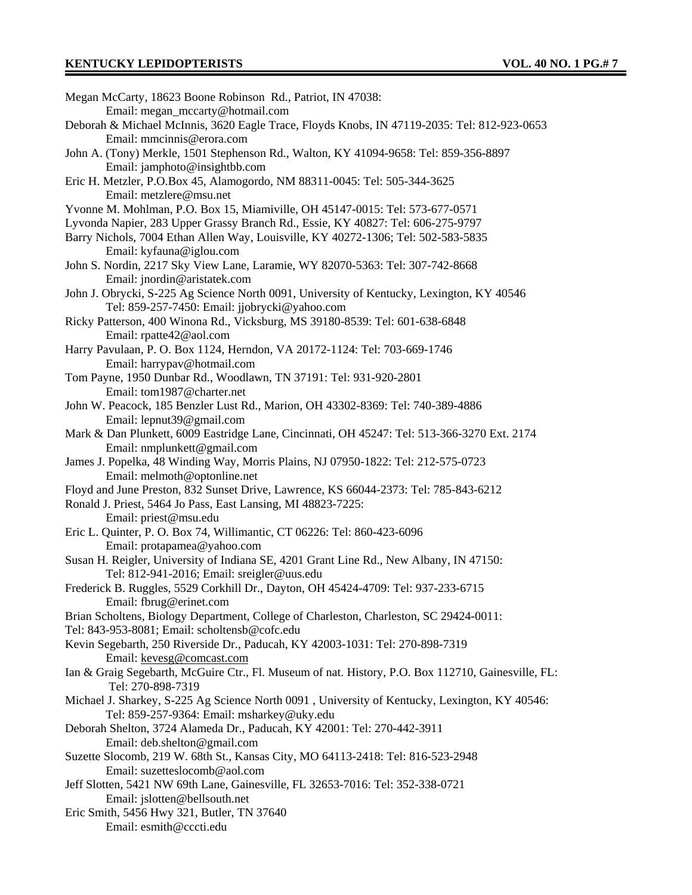Megan McCarty, 18623 Boone Robinson Rd., Patriot, IN 47038:
Email: megan_mccarty@hotmail.com

Deborah & Michael McInnis, 3620 Eagle Trace, Floyds Knobs, IN 47119-2035: Tel: 812-923-0653
Email: mmcinnis@erora.com

John A. (Tony) Merkle, 1501 Stephenson Rd., Walton, KY 41094-9658: Tel: 859-356-8897
Email: jamphoto@insightbb.com

Eric H. Metzler, P.O.Box 45, Alamogordo, NM 88311-0045: Tel: 505-344-3625
Email: metzlere@msu.net

Yvonne M. Mohlman, P.O. Box 15, Miamiville, OH 45147-0015: Tel: 573-677-0571

Lyvonda Napier, 283 Upper Grassy Branch Rd., Essie, KY 40827: Tel: 606-275-9797

Barry Nichols, 7004 Ethan Allen Way, Louisville, KY 40272-1306; Tel: 502-583-5835
Email: kyfauna@iglou.com

John S. Nordin, 2217 Sky View Lane, Laramie, WY 82070-5363: Tel: 307-742-8668
Email: jnordin@aristatek.com

John J. Obrycki, S-225 Ag Science North 0091, University of Kentucky, Lexington, KY 40546
Tel: 859-257-7450: Email: jjobrycki@yahoo.com

Ricky Patterson, 400 Winona Rd., Vicksburg, MS 39180-8539: Tel: 601-638-6848
Email: rpatte42@aol.com

Harry Pavulaan, P. O. Box 1124, Herndon, VA 20172-1124: Tel: 703-669-1746
Email: harrypav@hotmail.com

Tom Payne, 1950 Dunbar Rd., Woodlawn, TN 37191: Tel: 931-920-2801
Email: tom1987@charter.net

John W. Peacock, 185 Benzler Lust Rd., Marion, OH 43302-8369: Tel: 740-389-4886
Email: lepnut39@gmail.com

Mark & Dan Plunkett, 6009 Eastridge Lane, Cincinnati, OH 45247: Tel: 513-366-3270 Ext. 2174
Email: nmplunkett@gmail.com

James J. Popelka, 48 Winding Way, Morris Plains, NJ 07950-1822: Tel: 212-575-0723
Email: melmoth@optonline.net

Floyd and June Preston, 832 Sunset Drive, Lawrence, KS 66044-2373: Tel: 785-843-6212

Ronald J. Priest, 5464 Jo Pass, East Lansing, MI 48823-7225:
Email: priest@msu.edu

Eric L. Quinter, P. O. Box 74, Willimantic, CT 06226: Tel: 860-423-6096
Email: protapamea@yahoo.com

Susan H. Reigler, University of Indiana SE, 4201 Grant Line Rd., New Albany, IN 47150:
Tel: 812-941-2016; Email: sreigler@uus.edu

Frederick B. Ruggles, 5529 Corkhill Dr., Dayton, OH 45424-4709: Tel: 937-233-6715
Email: fbrug@erinet.com

Brian Scholtens, Biology Department, College of Charleston, Charleston, SC 29424-0011:
Tel: 843-953-8081; Email: scholtensb@cofc.edu

Kevin Segebarth, 250 Riverside Dr., Paducah, KY 42003-1031: Tel: 270-898-7319
Email: kevesg@comcast.com

Ian & Graig Segebarth, McGuire Ctr., Fl. Museum of nat. History, P.O. Box 112710, Gainesville, FL:
Tel: 270-898-7319

Michael J. Sharkey, S-225 Ag Science North 0091 , University of Kentucky, Lexington, KY 40546:
Tel: 859-257-9364: Email: msharkey@uky.edu

Deborah Shelton, 3724 Alameda Dr., Paducah, KY 42001: Tel: 270-442-3911
Email: deb.shelton@gmail.com

Suzette Slocomb, 219 W. 68th St., Kansas City, MO 64113-2418: Tel: 816-523-2948
Email: suzetteslocomb@aol.com

Jeff Slotten, 5421 NW 69th Lane, Gainesville, FL 32653-7016: Tel: 352-338-0721
Email: jslotten@bellsouth.net

Eric Smith, 5456 Hwy 321, Butler, TN 37640
Email: esmith@cccti.edu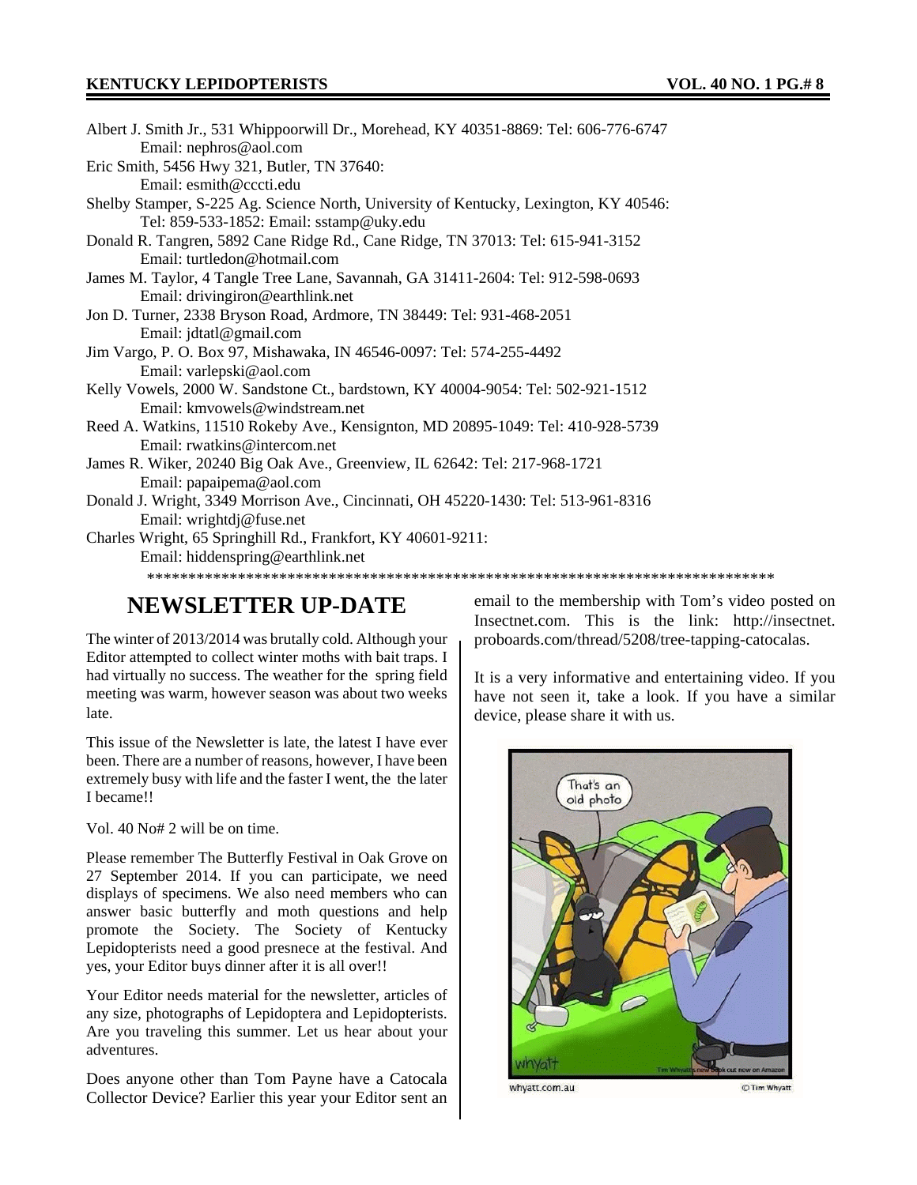Albert J. Smith Jr., 531 Whippoorwill Dr., Morehead, KY 40351-8869: Tel: 606-776-6747
Email: nephros@aol.com
Eric Smith, 5456 Hwy 321, Butler, TN 37640:
Email: esmith@cccti.edu
Shelby Stamper, S-225 Ag. Science North, University of Kentucky, Lexington, KY 40546:
Tel: 859-533-1852: Email: sstamp@uky.edu
Donald R. Tangren, 5892 Cane Ridge Rd., Cane Ridge, TN 37013: Tel: 615-941-3152
Email: turtledon@hotmail.com
James M. Taylor, 4 Tangle Tree Lane, Savannah, GA 31411-2604: Tel: 912-598-0693
Email: drivingiron@earthlink.net
Jon D. Turner, 2338 Bryson Road, Ardmore, TN 38449: Tel: 931-468-2051
Email: jdtatl@gmail.com
Jim Vargo, P. O. Box 97, Mishawaka, IN 46546-0097: Tel: 574-255-4492
Email: varlepski@aol.com
Kelly Vowels, 2000 W. Sandstone Ct., bardstown, KY 40004-9054: Tel: 502-921-1512
Email: kmvowels@windstream.net
Reed A. Watkins, 11510 Rokeby Ave., Kensignton, MD 20895-1049: Tel: 410-928-5739
Email: rwatkins@intercom.net
James R. Wiker, 20240 Big Oak Ave., Greenview, IL 62642: Tel: 217-968-1721
Email: papaipema@aol.com
Donald J. Wright, 3349 Morrison Ave., Cincinnati, OH 45220-1430: Tel: 513-961-8316
Email: wrightdj@fuse.net
Charles Wright, 65 Springhill Rd., Frankfort, KY 40601-9211:
Email: hiddenspring@earthlink.net

******************************************************************************

## NEWSLETTER UP-DATE

The winter of 2013/2014 was brutally cold. Although your Editor attempted to collect winter moths with bait traps. I had virtually no success. The weather for the spring field meeting was warm, however season was about two weeks late.

This issue of the Newsletter is late, the latest I have ever been. There are a number of reasons, however, I have been extremely busy with life and the faster I went, the the later I became!!

Vol. 40 No# 2 will be on time.

Please remember The Butterfly Festival in Oak Grove on 27 September 2014. If you can participate, we need displays of specimens. We also need members who can answer basic butterfly and moth questions and help promote the Society. The Society of Kentucky Lepidopterists need a good presnece at the festival. And yes, your Editor buys dinner after it is all over!!

Your Editor needs material for the newsletter, articles of any size, photographs of Lepidoptera and Lepidopterists. Are you traveling this summer. Let us hear about your adventures.

Does anyone other than Tom Payne have a Catocala Collector Device? Earlier this year your Editor sent an email to the membership with Tom's video posted on Insectnet.com. This is the link: http://insectnet.proboards.com/thread/5208/tree-tapping-catocalas.

It is a very informative and entertaining video. If you have not seen it, take a look. If you have a similar device, please share it with us.

whyatt.com.au © Tim Whyatt